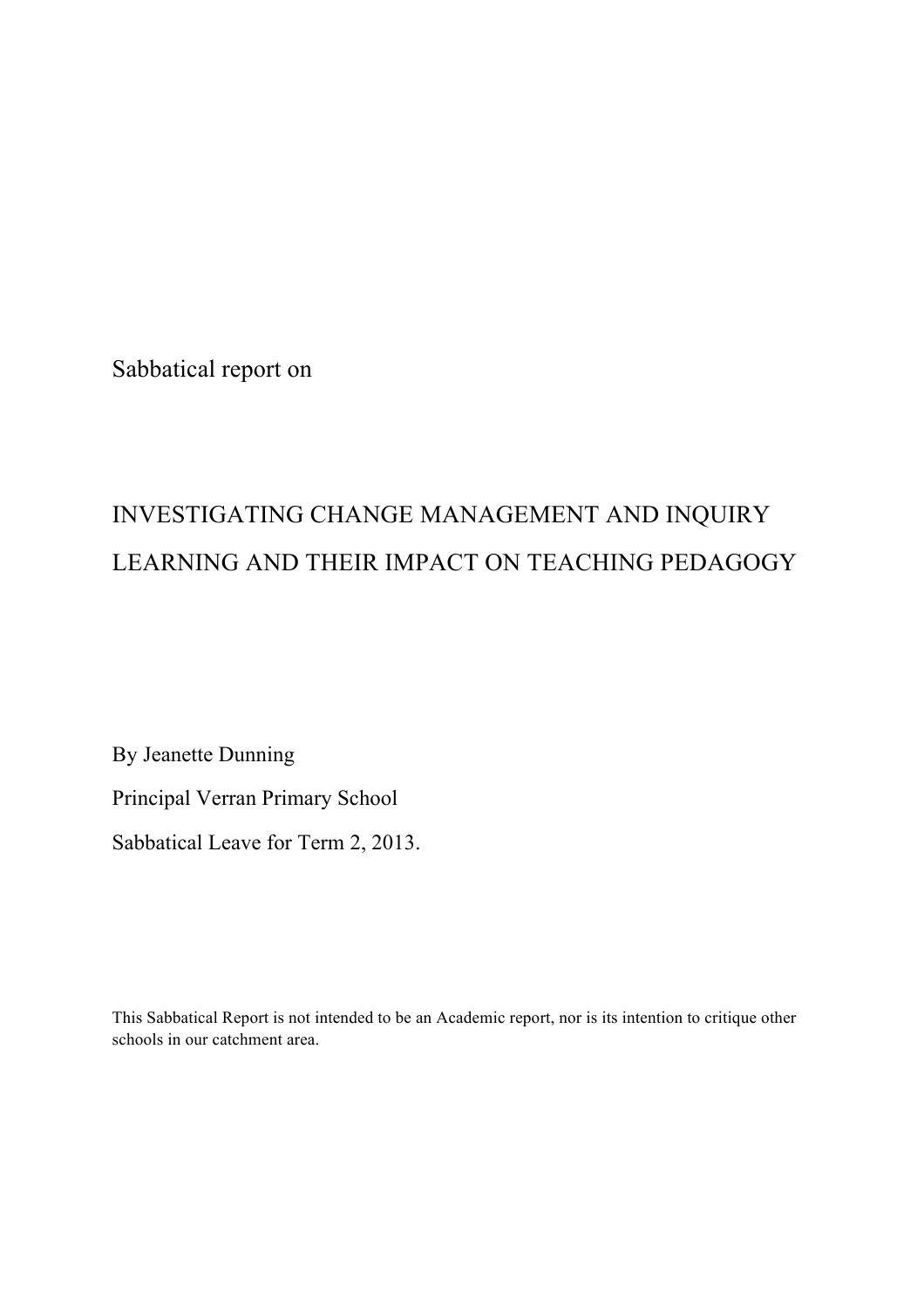Sabbatical report on

# INVESTIGATING CHANGE MANAGEMENT AND INQUIRY LEARNING AND THEIR IMPACT ON TEACHING PEDAGOGY

By Jeanette Dunning

Principal Verran Primary School

Sabbatical Leave for Term 2, 2013.

This Sabbatical Report is not intended to be an Academic report, nor is its intention to critique other schools in our catchment area.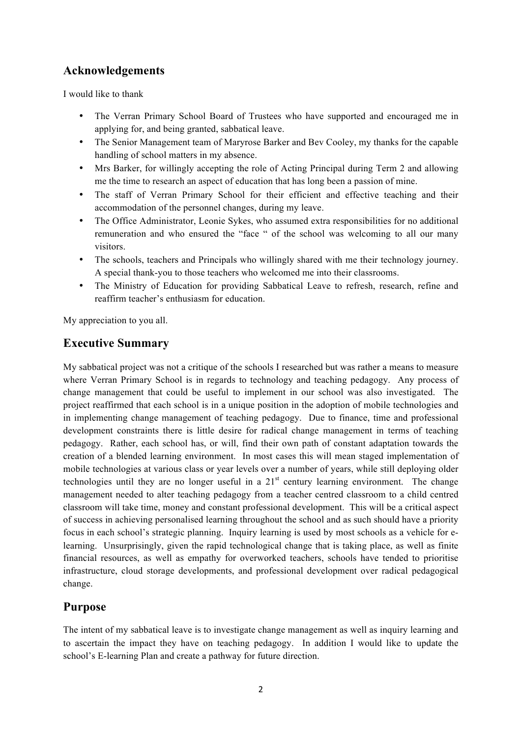## Acknowledgements

I would like to thank

- The Verran Primary School Board of Trustees who have supported and encouraged me in applying for, and being granted, sabbatical leave.
- The Senior Management team of Maryrose Barker and Bev Cooley, my thanks for the capable handling of school matters in my absence.
- Mrs Barker, for willingly accepting the role of Acting Principal during Term 2 and allowing me the time to research an aspect of education that has long been a passion of mine.
- The staff of Verran Primary School for their efficient and effective teaching and their accommodation of the personnel changes, during my leave.
- The Office Administrator, Leonie Sykes, who assumed extra responsibilities for no additional remuneration and who ensured the "face " of the school was welcoming to all our many visitors.
- The schools, teachers and Principals who willingly shared with me their technology journey. A special thank-you to those teachers who welcomed me into their classrooms.
- The Ministry of Education for providing Sabbatical Leave to refresh, research, refine and reaffirm teacher's enthusiasm for education.

My appreciation to you all.

## Executive Summary

My sabbatical project was not a critique of the schools I researched but was rather a means to measure where Verran Primary School is in regards to technology and teaching pedagogy. Any process of change management that could be useful to implement in our school was also investigated. The project reaffirmed that each school is in a unique position in the adoption of mobile technologies and in implementing change management of teaching pedagogy. Due to finance, time and professional development constraints there is little desire for radical change management in terms of teaching pedagogy. Rather, each school has, or will, find their own path of constant adaptation towards the creation of a blended learning environment. In most cases this will mean staged implementation of mobile technologies at various class or year levels over a number of years, while still deploying older technologies until they are no longer useful in a 21st century learning environment. The change management needed to alter teaching pedagogy from a teacher centred classroom to a child centred classroom will take time, money and constant professional development. This will be a critical aspect of success in achieving personalised learning throughout the school and as such should have a priority focus in each school's strategic planning. Inquiry learning is used by most schools as a vehicle for e-learning. Unsurprisingly, given the rapid technological change that is taking place, as well as finite financial resources, as well as empathy for overworked teachers, schools have tended to prioritise infrastructure, cloud storage developments, and professional development over radical pedagogical change.

## Purpose

The intent of my sabbatical leave is to investigate change management as well as inquiry learning and to ascertain the impact they have on teaching pedagogy. In addition I would like to update the school's E-learning Plan and create a pathway for future direction.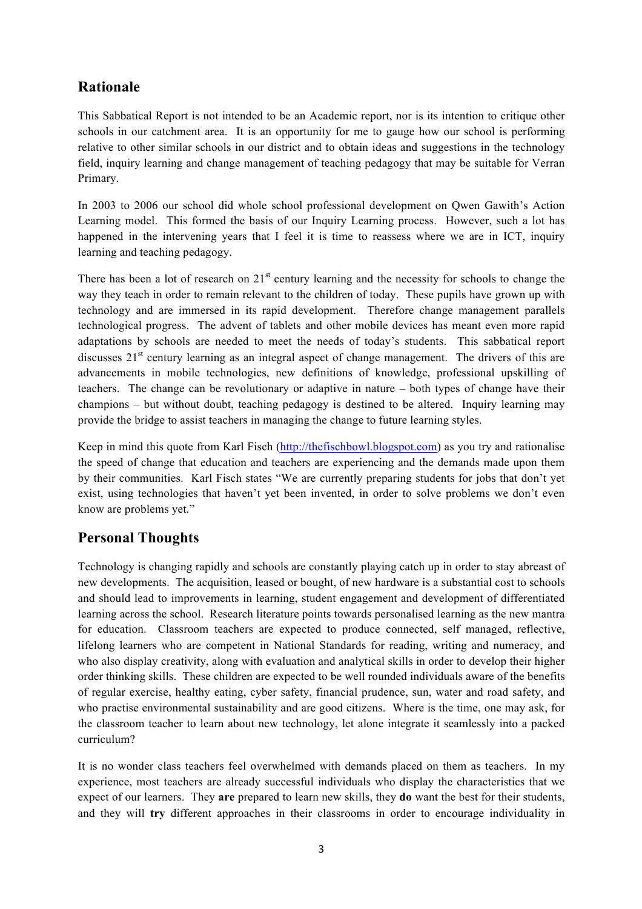## Rationale

This Sabbatical Report is not intended to be an Academic report, nor is its intention to critique other schools in our catchment area. It is an opportunity for me to gauge how our school is performing relative to other similar schools in our district and to obtain ideas and suggestions in the technology field, inquiry learning and change management of teaching pedagogy that may be suitable for Verran Primary.

In 2003 to 2006 our school did whole school professional development on Qwen Gawith's Action Learning model. This formed the basis of our Inquiry Learning process. However, such a lot has happened in the intervening years that I feel it is time to reassess where we are in ICT, inquiry learning and teaching pedagogy.

There has been a lot of research on 21st century learning and the necessity for schools to change the way they teach in order to remain relevant to the children of today. These pupils have grown up with technology and are immersed in its rapid development. Therefore change management parallels technological progress. The advent of tablets and other mobile devices has meant even more rapid adaptations by schools are needed to meet the needs of today's students. This sabbatical report discusses 21st century learning as an integral aspect of change management. The drivers of this are advancements in mobile technologies, new definitions of knowledge, professional upskilling of teachers. The change can be revolutionary or adaptive in nature – both types of change have their champions – but without doubt, teaching pedagogy is destined to be altered. Inquiry learning may provide the bridge to assist teachers in managing the change to future learning styles.

Keep in mind this quote from Karl Fisch (http://thefischbowl.blogspot.com) as you try and rationalise the speed of change that education and teachers are experiencing and the demands made upon them by their communities. Karl Fisch states "We are currently preparing students for jobs that don't yet exist, using technologies that haven't yet been invented, in order to solve problems we don't even know are problems yet."

## Personal Thoughts

Technology is changing rapidly and schools are constantly playing catch up in order to stay abreast of new developments. The acquisition, leased or bought, of new hardware is a substantial cost to schools and should lead to improvements in learning, student engagement and development of differentiated learning across the school. Research literature points towards personalised learning as the new mantra for education. Classroom teachers are expected to produce connected, self managed, reflective, lifelong learners who are competent in National Standards for reading, writing and numeracy, and who also display creativity, along with evaluation and analytical skills in order to develop their higher order thinking skills. These children are expected to be well rounded individuals aware of the benefits of regular exercise, healthy eating, cyber safety, financial prudence, sun, water and road safety, and who practise environmental sustainability and are good citizens. Where is the time, one may ask, for the classroom teacher to learn about new technology, let alone integrate it seamlessly into a packed curriculum?

It is no wonder class teachers feel overwhelmed with demands placed on them as teachers. In my experience, most teachers are already successful individuals who display the characteristics that we expect of our learners. They **are** prepared to learn new skills, they **do** want the best for their students, and they will **try** different approaches in their classrooms in order to encourage individuality in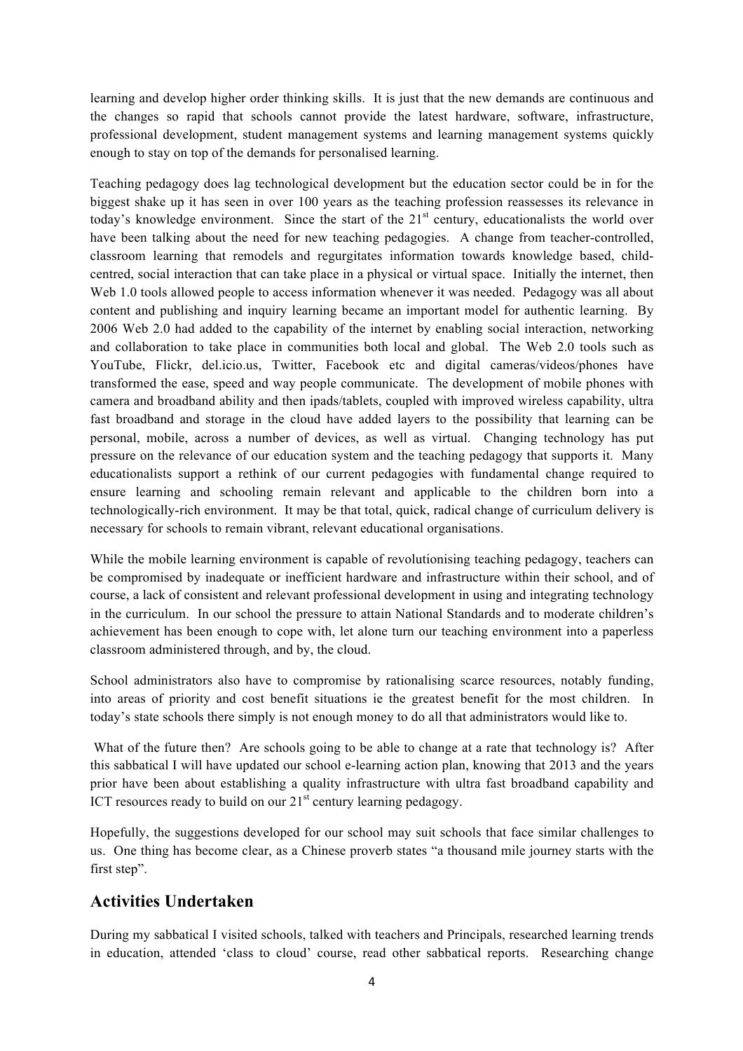learning and develop higher order thinking skills. It is just that the new demands are continuous and the changes so rapid that schools cannot provide the latest hardware, software, infrastructure, professional development, student management systems and learning management systems quickly enough to stay on top of the demands for personalised learning.

Teaching pedagogy does lag technological development but the education sector could be in for the biggest shake up it has seen in over 100 years as the teaching profession reassesses its relevance in today's knowledge environment. Since the start of the 21st century, educationalists the world over have been talking about the need for new teaching pedagogies. A change from teacher-controlled, classroom learning that remodels and regurgitates information towards knowledge based, child-centred, social interaction that can take place in a physical or virtual space. Initially the internet, then Web 1.0 tools allowed people to access information whenever it was needed. Pedagogy was all about content and publishing and inquiry learning became an important model for authentic learning. By 2006 Web 2.0 had added to the capability of the internet by enabling social interaction, networking and collaboration to take place in communities both local and global. The Web 2.0 tools such as YouTube, Flickr, del.icio.us, Twitter, Facebook etc and digital cameras/videos/phones have transformed the ease, speed and way people communicate. The development of mobile phones with camera and broadband ability and then ipads/tablets, coupled with improved wireless capability, ultra fast broadband and storage in the cloud have added layers to the possibility that learning can be personal, mobile, across a number of devices, as well as virtual. Changing technology has put pressure on the relevance of our education system and the teaching pedagogy that supports it. Many educationalists support a rethink of our current pedagogies with fundamental change required to ensure learning and schooling remain relevant and applicable to the children born into a technologically-rich environment. It may be that total, quick, radical change of curriculum delivery is necessary for schools to remain vibrant, relevant educational organisations.

While the mobile learning environment is capable of revolutionising teaching pedagogy, teachers can be compromised by inadequate or inefficient hardware and infrastructure within their school, and of course, a lack of consistent and relevant professional development in using and integrating technology in the curriculum. In our school the pressure to attain National Standards and to moderate children's achievement has been enough to cope with, let alone turn our teaching environment into a paperless classroom administered through, and by, the cloud.

School administrators also have to compromise by rationalising scarce resources, notably funding, into areas of priority and cost benefit situations ie the greatest benefit for the most children. In today's state schools there simply is not enough money to do all that administrators would like to.

What of the future then? Are schools going to be able to change at a rate that technology is? After this sabbatical I will have updated our school e-learning action plan, knowing that 2013 and the years prior have been about establishing a quality infrastructure with ultra fast broadband capability and ICT resources ready to build on our 21st century learning pedagogy.

Hopefully, the suggestions developed for our school may suit schools that face similar challenges to us. One thing has become clear, as a Chinese proverb states "a thousand mile journey starts with the first step".

## Activities Undertaken

During my sabbatical I visited schools, talked with teachers and Principals, researched learning trends in education, attended 'class to cloud' course, read other sabbatical reports. Researching change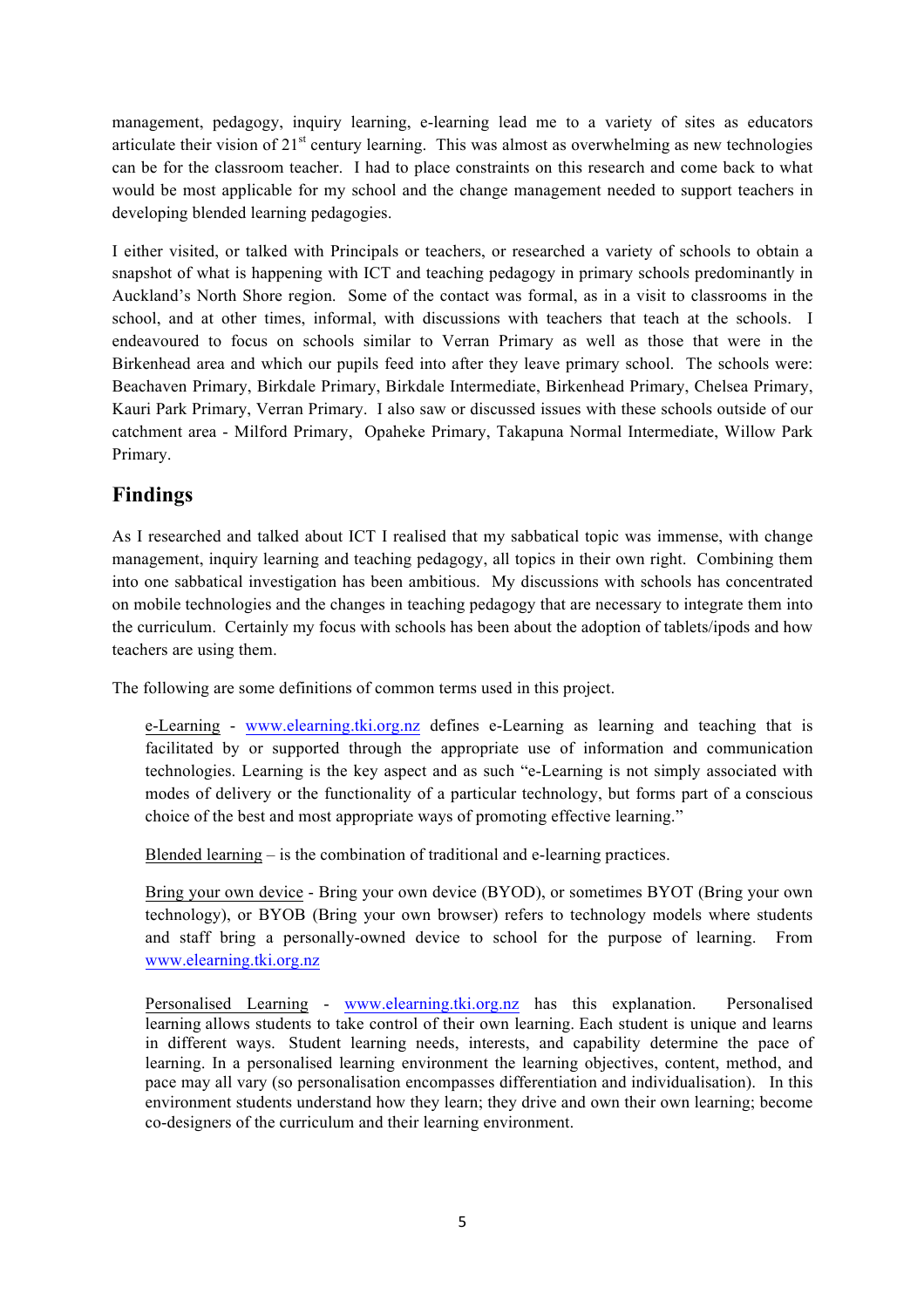management, pedagogy, inquiry learning, e-learning lead me to a variety of sites as educators articulate their vision of 21st century learning. This was almost as overwhelming as new technologies can be for the classroom teacher. I had to place constraints on this research and come back to what would be most applicable for my school and the change management needed to support teachers in developing blended learning pedagogies.

I either visited, or talked with Principals or teachers, or researched a variety of schools to obtain a snapshot of what is happening with ICT and teaching pedagogy in primary schools predominantly in Auckland's North Shore region. Some of the contact was formal, as in a visit to classrooms in the school, and at other times, informal, with discussions with teachers that teach at the schools. I endeavoured to focus on schools similar to Verran Primary as well as those that were in the Birkenhead area and which our pupils feed into after they leave primary school. The schools were: Beachaven Primary, Birkdale Primary, Birkdale Intermediate, Birkenhead Primary, Chelsea Primary, Kauri Park Primary, Verran Primary. I also saw or discussed issues with these schools outside of our catchment area - Milford Primary, Opaheke Primary, Takapuna Normal Intermediate, Willow Park Primary.

## Findings

As I researched and talked about ICT I realised that my sabbatical topic was immense, with change management, inquiry learning and teaching pedagogy, all topics in their own right. Combining them into one sabbatical investigation has been ambitious. My discussions with schools has concentrated on mobile technologies and the changes in teaching pedagogy that are necessary to integrate them into the curriculum. Certainly my focus with schools has been about the adoption of tablets/ipods and how teachers are using them.

The following are some definitions of common terms used in this project.

> e-Learning - www.elearning.tki.org.nz defines e-Learning as learning and teaching that is facilitated by or supported through the appropriate use of information and communication technologies. Learning is the key aspect and as such "e-Learning is not simply associated with modes of delivery or the functionality of a particular technology, but forms part of a conscious choice of the best and most appropriate ways of promoting effective learning."
>
> Blended learning – is the combination of traditional and e-learning practices.
>
> Bring your own device - Bring your own device (BYOD), or sometimes BYOT (Bring your own technology), or BYOB (Bring your own browser) refers to technology models where students and staff bring a personally-owned device to school for the purpose of learning. From www.elearning.tki.org.nz
>
> Personalised Learning - www.elearning.tki.org.nz has this explanation. Personalised learning allows students to take control of their own learning. Each student is unique and learns in different ways. Student learning needs, interests, and capability determine the pace of learning. In a personalised learning environment the learning objectives, content, method, and pace may all vary (so personalisation encompasses differentiation and individualisation). In this environment students understand how they learn; they drive and own their own learning; become co-designers of the curriculum and their learning environment.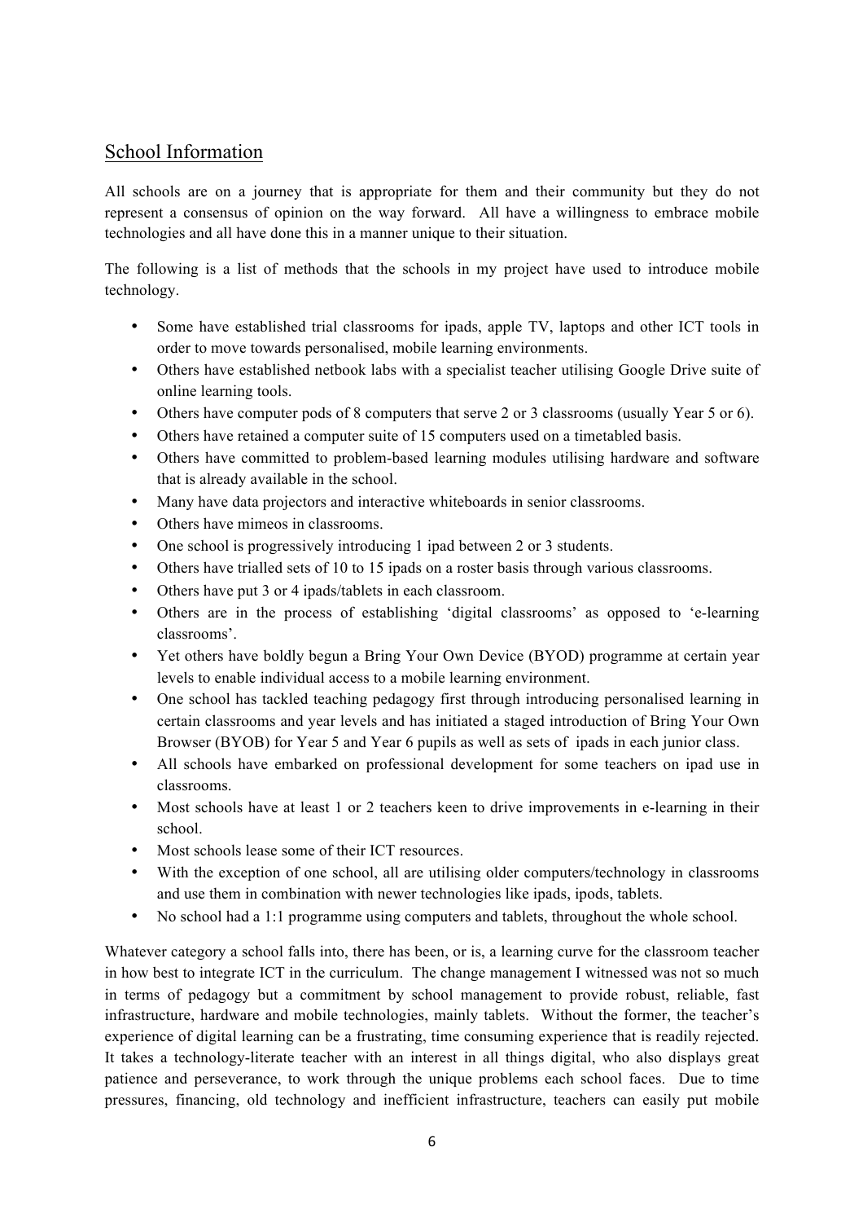## School Information

All schools are on a journey that is appropriate for them and their community but they do not represent a consensus of opinion on the way forward. All have a willingness to embrace mobile technologies and all have done this in a manner unique to their situation.

The following is a list of methods that the schools in my project have used to introduce mobile technology.

- Some have established trial classrooms for ipads, apple TV, laptops and other ICT tools in order to move towards personalised, mobile learning environments.
- Others have established netbook labs with a specialist teacher utilising Google Drive suite of online learning tools.
- Others have computer pods of 8 computers that serve 2 or 3 classrooms (usually Year 5 or 6).
- Others have retained a computer suite of 15 computers used on a timetabled basis.
- Others have committed to problem-based learning modules utilising hardware and software that is already available in the school.
- Many have data projectors and interactive whiteboards in senior classrooms.
- Others have mimeos in classrooms.
- One school is progressively introducing 1 ipad between 2 or 3 students.
- Others have trialled sets of 10 to 15 ipads on a roster basis through various classrooms.
- Others have put 3 or 4 ipads/tablets in each classroom.
- Others are in the process of establishing 'digital classrooms' as opposed to 'e-learning classrooms'.
- Yet others have boldly begun a Bring Your Own Device (BYOD) programme at certain year levels to enable individual access to a mobile learning environment.
- One school has tackled teaching pedagogy first through introducing personalised learning in certain classrooms and year levels and has initiated a staged introduction of Bring Your Own Browser (BYOB) for Year 5 and Year 6 pupils as well as sets of ipads in each junior class.
- All schools have embarked on professional development for some teachers on ipad use in classrooms.
- Most schools have at least 1 or 2 teachers keen to drive improvements in e-learning in their school.
- Most schools lease some of their ICT resources.
- With the exception of one school, all are utilising older computers/technology in classrooms and use them in combination with newer technologies like ipads, ipods, tablets.
- No school had a 1:1 programme using computers and tablets, throughout the whole school.

Whatever category a school falls into, there has been, or is, a learning curve for the classroom teacher in how best to integrate ICT in the curriculum. The change management I witnessed was not so much in terms of pedagogy but a commitment by school management to provide robust, reliable, fast infrastructure, hardware and mobile technologies, mainly tablets. Without the former, the teacher's experience of digital learning can be a frustrating, time consuming experience that is readily rejected. It takes a technology-literate teacher with an interest in all things digital, who also displays great patience and perseverance, to work through the unique problems each school faces. Due to time pressures, financing, old technology and inefficient infrastructure, teachers can easily put mobile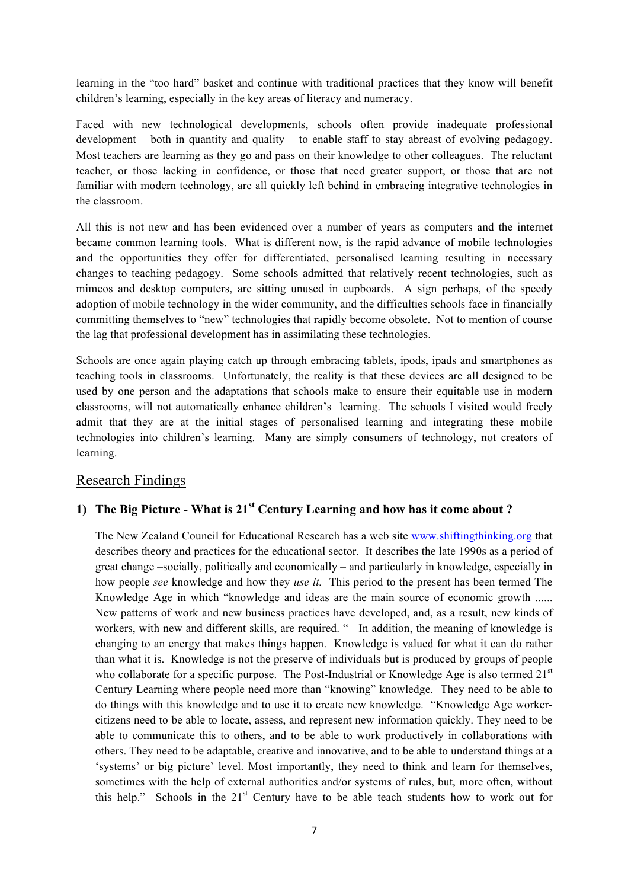learning in the "too hard" basket and continue with traditional practices that they know will benefit children's learning, especially in the key areas of literacy and numeracy.

Faced with new technological developments, schools often provide inadequate professional development – both in quantity and quality – to enable staff to stay abreast of evolving pedagogy. Most teachers are learning as they go and pass on their knowledge to other colleagues. The reluctant teacher, or those lacking in confidence, or those that need greater support, or those that are not familiar with modern technology, are all quickly left behind in embracing integrative technologies in the classroom.

All this is not new and has been evidenced over a number of years as computers and the internet became common learning tools. What is different now, is the rapid advance of mobile technologies and the opportunities they offer for differentiated, personalised learning resulting in necessary changes to teaching pedagogy. Some schools admitted that relatively recent technologies, such as mimeos and desktop computers, are sitting unused in cupboards. A sign perhaps, of the speedy adoption of mobile technology in the wider community, and the difficulties schools face in financially committing themselves to "new" technologies that rapidly become obsolete. Not to mention of course the lag that professional development has in assimilating these technologies.

Schools are once again playing catch up through embracing tablets, ipods, ipads and smartphones as teaching tools in classrooms. Unfortunately, the reality is that these devices are all designed to be used by one person and the adaptations that schools make to ensure their equitable use in modern classrooms, will not automatically enhance children's learning. The schools I visited would freely admit that they are at the initial stages of personalised learning and integrating these mobile technologies into children's learning. Many are simply consumers of technology, not creators of learning.

## Research Findings

### 1) The Big Picture - What is 21st Century Learning and how has it come about ?

The New Zealand Council for Educational Research has a web site www.shiftingthinking.org that describes theory and practices for the educational sector. It describes the late 1990s as a period of great change –socially, politically and economically – and particularly in knowledge, especially in how people *see* knowledge and how they *use it.* This period to the present has been termed The Knowledge Age in which "knowledge and ideas are the main source of economic growth ...... New patterns of work and new business practices have developed, and, as a result, new kinds of workers, with new and different skills, are required. " In addition, the meaning of knowledge is changing to an energy that makes things happen. Knowledge is valued for what it can do rather than what it is. Knowledge is not the preserve of individuals but is produced by groups of people who collaborate for a specific purpose. The Post-Industrial or Knowledge Age is also termed 21st Century Learning where people need more than "knowing" knowledge. They need to be able to do things with this knowledge and to use it to create new knowledge. "Knowledge Age worker-citizens need to be able to locate, assess, and represent new information quickly. They need to be able to communicate this to others, and to be able to work productively in collaborations with others. They need to be adaptable, creative and innovative, and to be able to understand things at a 'systems' or big picture' level. Most importantly, they need to think and learn for themselves, sometimes with the help of external authorities and/or systems of rules, but, more often, without this help." Schools in the 21st Century have to be able teach students how to work out for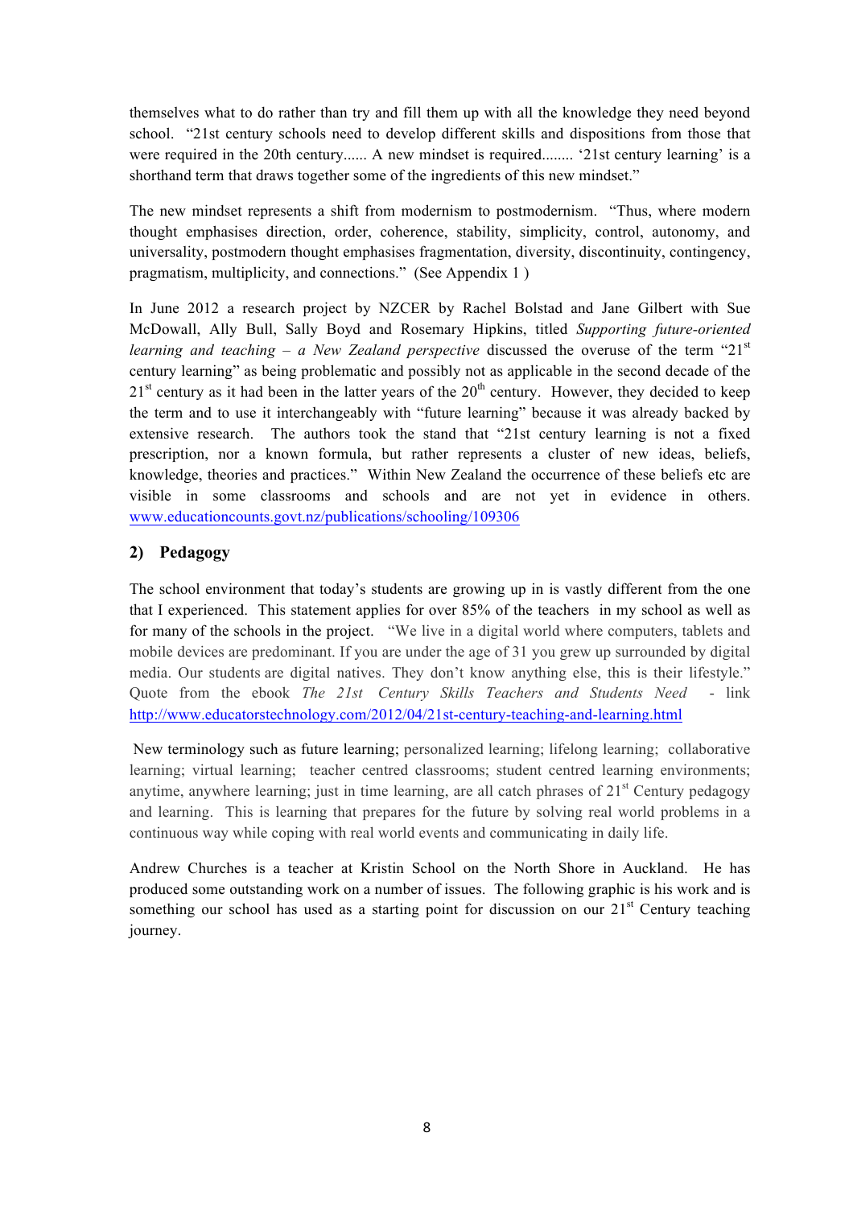themselves what to do rather than try and fill them up with all the knowledge they need beyond school. "21st century schools need to develop different skills and dispositions from those that were required in the 20th century...... A new mindset is required........ '21st century learning' is a shorthand term that draws together some of the ingredients of this new mindset."

The new mindset represents a shift from modernism to postmodernism. "Thus, where modern thought emphasises direction, order, coherence, stability, simplicity, control, autonomy, and universality, postmodern thought emphasises fragmentation, diversity, discontinuity, contingency, pragmatism, multiplicity, and connections." (See Appendix 1 )

In June 2012 a research project by NZCER by Rachel Bolstad and Jane Gilbert with Sue McDowall, Ally Bull, Sally Boyd and Rosemary Hipkins, titled *Supporting future-oriented learning and teaching – a New Zealand perspective* discussed the overuse of the term "21st century learning" as being problematic and possibly not as applicable in the second decade of the 21st century as it had been in the latter years of the 20th century. However, they decided to keep the term and to use it interchangeably with "future learning" because it was already backed by extensive research. The authors took the stand that "21st century learning is not a fixed prescription, nor a known formula, but rather represents a cluster of new ideas, beliefs, knowledge, theories and practices." Within New Zealand the occurrence of these beliefs etc are visible in some classrooms and schools and are not yet in evidence in others. www.educationcounts.govt.nz/publications/schooling/109306

## 2) Pedagogy

The school environment that today's students are growing up in is vastly different from the one that I experienced. This statement applies for over 85% of the teachers in my school as well as for many of the schools in the project. "We live in a digital world where computers, tablets and mobile devices are predominant. If you are under the age of 31 you grew up surrounded by digital media. Our students are digital natives. They don't know anything else, this is their lifestyle." Quote from the ebook *The 21st Century Skills Teachers and Students Need* - link http://www.educatorstechnology.com/2012/04/21st-century-teaching-and-learning.html

New terminology such as future learning; personalized learning; lifelong learning; collaborative learning; virtual learning; teacher centred classrooms; student centred learning environments; anytime, anywhere learning; just in time learning, are all catch phrases of 21st Century pedagogy and learning. This is learning that prepares for the future by solving real world problems in a continuous way while coping with real world events and communicating in daily life.

Andrew Churches is a teacher at Kristin School on the North Shore in Auckland. He has produced some outstanding work on a number of issues. The following graphic is his work and is something our school has used as a starting point for discussion on our 21st Century teaching journey.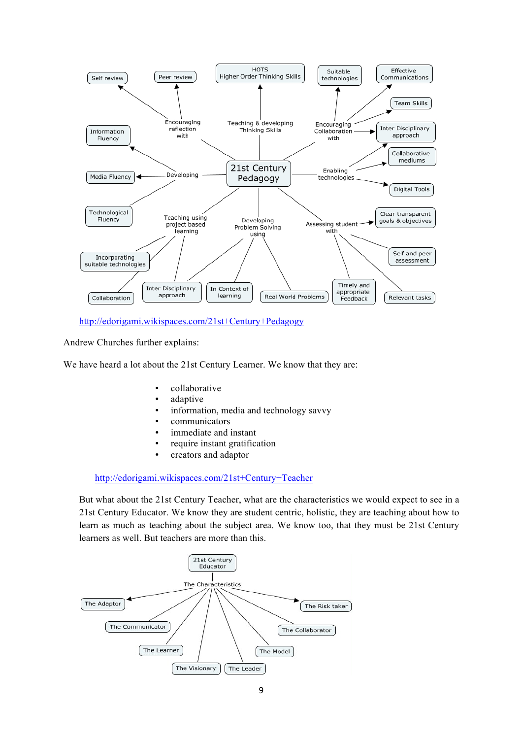- **21st Century Pedagogy**
  - Encouraging reflection with
    - Self review
    - Peer review
  - Teaching & developing Thinking Skills
    - HOTS Higher Order Thinking Skills
  - Encouraging Collaboration with
    - Suitable technologies
    - Effective Communications
    - Team Skills
    - Inter Disciplinary approach
  - Enabling technologies
    - Collaborative mediums
    - Digital Tools
  - Developing
    - Information Fluency
    - Media Fluency
    - Technological Fluency
  - Teaching using project based learning
    - Incorporating suitable technologies
    - Collaboration
    - Inter Disciplinary approach
  - Developing Problem Solving using
    - In Context of learning
    - Real World Problems
  - Assessing student with
    - Clear transparent goals & objectives
    - Self and peer assessment
    - Timely and appropriate Feedback
    - Relevant tasks

http://edorigami.wikispaces.com/21st+Century+Pedagogy

Andrew Churches further explains:

We have heard a lot about the 21st Century Learner. We know that they are:

- collaborative
- adaptive
- information, media and technology savvy
- communicators
- immediate and instant
- require instant gratification
- creators and adaptor

http://edorigami.wikispaces.com/21st+Century+Teacher

But what about the 21st Century Teacher, what are the characteristics we would expect to see in a 21st Century Educator. We know they are student centric, holistic, they are teaching about how to learn as much as teaching about the subject area. We know too, that they must be 21st Century learners as well. But teachers are more than this.

- **21st Century Educator**
  - The Characteristics
    - The Adaptor
    - The Communicator
    - The Learner
    - The Visionary
    - The Leader
    - The Model
    - The Collaborator
    - The Risk taker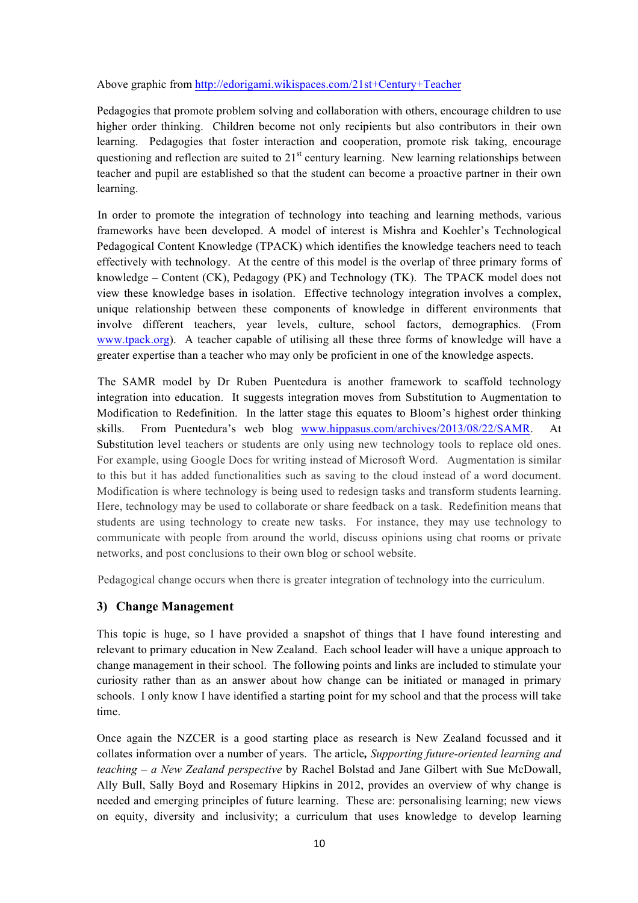Above graphic from http://edorigami.wikispaces.com/21st+Century+Teacher

Pedagogies that promote problem solving and collaboration with others, encourage children to use higher order thinking. Children become not only recipients but also contributors in their own learning. Pedagogies that foster interaction and cooperation, promote risk taking, encourage questioning and reflection are suited to 21st century learning. New learning relationships between teacher and pupil are established so that the student can become a proactive partner in their own learning.

In order to promote the integration of technology into teaching and learning methods, various frameworks have been developed. A model of interest is Mishra and Koehler's Technological Pedagogical Content Knowledge (TPACK) which identifies the knowledge teachers need to teach effectively with technology. At the centre of this model is the overlap of three primary forms of knowledge – Content (CK), Pedagogy (PK) and Technology (TK). The TPACK model does not view these knowledge bases in isolation. Effective technology integration involves a complex, unique relationship between these components of knowledge in different environments that involve different teachers, year levels, culture, school factors, demographics. (From www.tpack.org). A teacher capable of utilising all these three forms of knowledge will have a greater expertise than a teacher who may only be proficient in one of the knowledge aspects.

The SAMR model by Dr Ruben Puentedura is another framework to scaffold technology integration into education. It suggests integration moves from Substitution to Augmentation to Modification to Redefinition. In the latter stage this equates to Bloom's highest order thinking skills. From Puentedura's web blog www.hippasus.com/archives/2013/08/22/SAMR. At Substitution level teachers or students are only using new technology tools to replace old ones. For example, using Google Docs for writing instead of Microsoft Word. Augmentation is similar to this but it has added functionalities such as saving to the cloud instead of a word document. Modification is where technology is being used to redesign tasks and transform students learning. Here, technology may be used to collaborate or share feedback on a task. Redefinition means that students are using technology to create new tasks. For instance, they may use technology to communicate with people from around the world, discuss opinions using chat rooms or private networks, and post conclusions to their own blog or school website.

Pedagogical change occurs when there is greater integration of technology into the curriculum.

## 3) Change Management

This topic is huge, so I have provided a snapshot of things that I have found interesting and relevant to primary education in New Zealand. Each school leader will have a unique approach to change management in their school. The following points and links are included to stimulate your curiosity rather than as an answer about how change can be initiated or managed in primary schools. I only know I have identified a starting point for my school and that the process will take time.

Once again the NZCER is a good starting place as research is New Zealand focussed and it collates information over a number of years. The article**,** *Supporting future-oriented learning and teaching – a New Zealand perspective* by Rachel Bolstad and Jane Gilbert with Sue McDowall, Ally Bull, Sally Boyd and Rosemary Hipkins in 2012, provides an overview of why change is needed and emerging principles of future learning. These are: personalising learning; new views on equity, diversity and inclusivity; a curriculum that uses knowledge to develop learning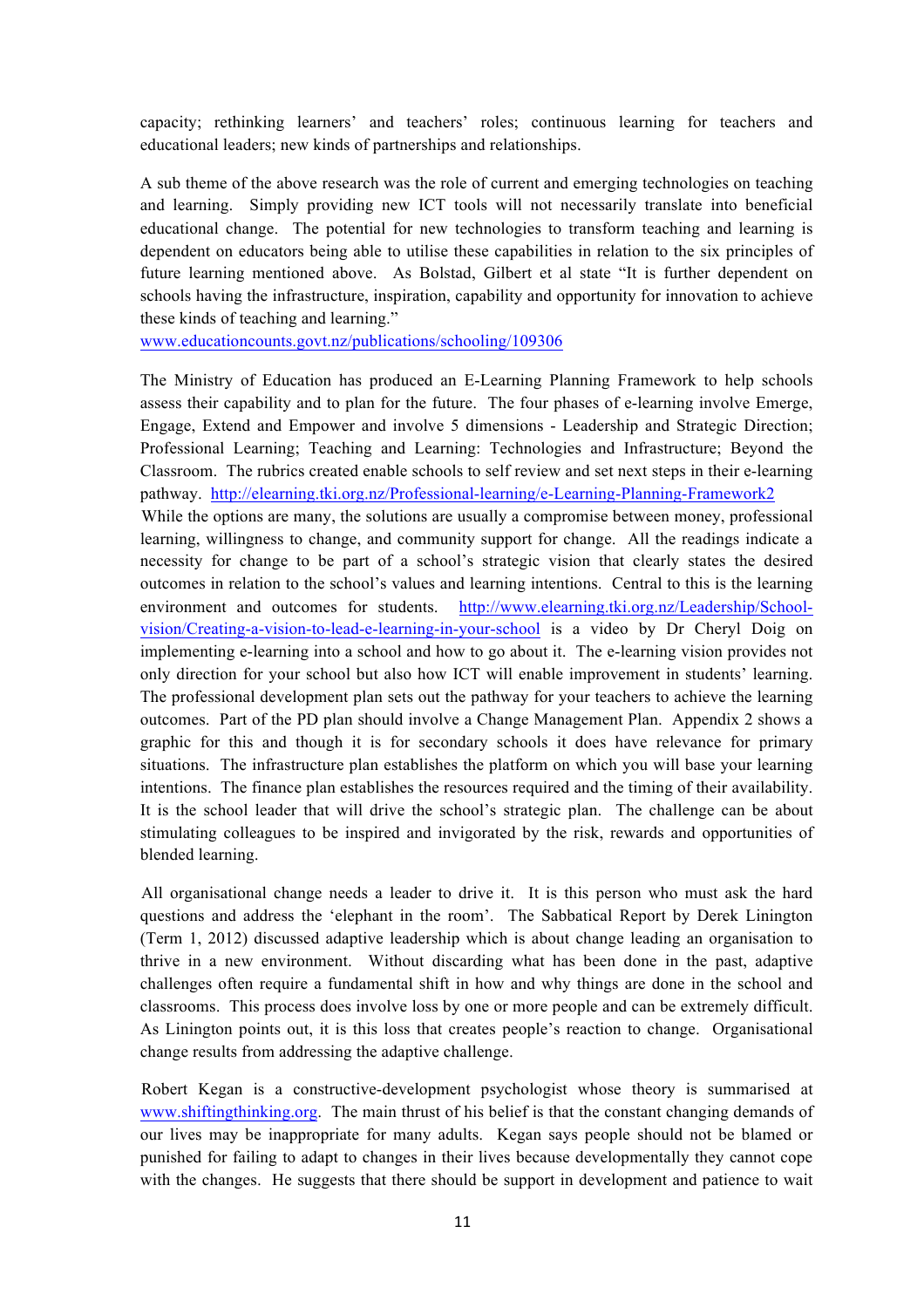capacity; rethinking learners' and teachers' roles; continuous learning for teachers and educational leaders; new kinds of partnerships and relationships.

A sub theme of the above research was the role of current and emerging technologies on teaching and learning. Simply providing new ICT tools will not necessarily translate into beneficial educational change. The potential for new technologies to transform teaching and learning is dependent on educators being able to utilise these capabilities in relation to the six principles of future learning mentioned above. As Bolstad, Gilbert et al state "It is further dependent on schools having the infrastructure, inspiration, capability and opportunity for innovation to achieve these kinds of teaching and learning."
www.educationcounts.govt.nz/publications/schooling/109306

The Ministry of Education has produced an E-Learning Planning Framework to help schools assess their capability and to plan for the future. The four phases of e-learning involve Emerge, Engage, Extend and Empower and involve 5 dimensions - Leadership and Strategic Direction; Professional Learning; Teaching and Learning: Technologies and Infrastructure; Beyond the Classroom. The rubrics created enable schools to self review and set next steps in their e-learning pathway. http://elearning.tki.org.nz/Professional-learning/e-Learning-Planning-Framework2
While the options are many, the solutions are usually a compromise between money, professional learning, willingness to change, and community support for change. All the readings indicate a necessity for change to be part of a school's strategic vision that clearly states the desired outcomes in relation to the school's values and learning intentions. Central to this is the learning environment and outcomes for students. http://www.elearning.tki.org.nz/Leadership/School-vision/Creating-a-vision-to-lead-e-learning-in-your-school is a video by Dr Cheryl Doig on implementing e-learning into a school and how to go about it. The e-learning vision provides not only direction for your school but also how ICT will enable improvement in students' learning. The professional development plan sets out the pathway for your teachers to achieve the learning outcomes. Part of the PD plan should involve a Change Management Plan. Appendix 2 shows a graphic for this and though it is for secondary schools it does have relevance for primary situations. The infrastructure plan establishes the platform on which you will base your learning intentions. The finance plan establishes the resources required and the timing of their availability. It is the school leader that will drive the school's strategic plan. The challenge can be about stimulating colleagues to be inspired and invigorated by the risk, rewards and opportunities of blended learning.

All organisational change needs a leader to drive it. It is this person who must ask the hard questions and address the 'elephant in the room'. The Sabbatical Report by Derek Linington (Term 1, 2012) discussed adaptive leadership which is about change leading an organisation to thrive in a new environment. Without discarding what has been done in the past, adaptive challenges often require a fundamental shift in how and why things are done in the school and classrooms. This process does involve loss by one or more people and can be extremely difficult. As Linington points out, it is this loss that creates people's reaction to change. Organisational change results from addressing the adaptive challenge.

Robert Kegan is a constructive-development psychologist whose theory is summarised at www.shiftingthinking.org. The main thrust of his belief is that the constant changing demands of our lives may be inappropriate for many adults. Kegan says people should not be blamed or punished for failing to adapt to changes in their lives because developmentally they cannot cope with the changes. He suggests that there should be support in development and patience to wait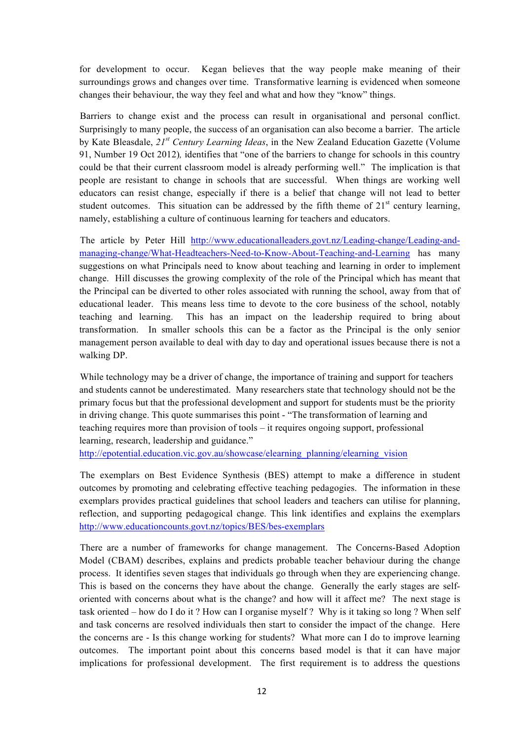for development to occur. Kegan believes that the way people make meaning of their surroundings grows and changes over time. Transformative learning is evidenced when someone changes their behaviour, the way they feel and what and how they "know" things.

Barriers to change exist and the process can result in organisational and personal conflict. Surprisingly to many people, the success of an organisation can also become a barrier. The article by Kate Bleasdale, *21st Century Learning Ideas*, in the New Zealand Education Gazette (Volume 91, Number 19 Oct 2012), identifies that "one of the barriers to change for schools in this country could be that their current classroom model is already performing well." The implication is that people are resistant to change in schools that are successful. When things are working well educators can resist change, especially if there is a belief that change will not lead to better student outcomes. This situation can be addressed by the fifth theme of 21st century learning, namely, establishing a culture of continuous learning for teachers and educators.

The article by Peter Hill http://www.educationalleaders.govt.nz/Leading-change/Leading-and-managing-change/What-Headteachers-Need-to-Know-About-Teaching-and-Learning has many suggestions on what Principals need to know about teaching and learning in order to implement change. Hill discusses the growing complexity of the role of the Principal which has meant that the Principal can be diverted to other roles associated with running the school, away from that of educational leader. This means less time to devote to the core business of the school, notably teaching and learning. This has an impact on the leadership required to bring about transformation. In smaller schools this can be a factor as the Principal is the only senior management person available to deal with day to day and operational issues because there is not a walking DP.

While technology may be a driver of change, the importance of training and support for teachers and students cannot be underestimated. Many researchers state that technology should not be the primary focus but that the professional development and support for students must be the priority in driving change. This quote summarises this point - "The transformation of learning and teaching requires more than provision of tools – it requires ongoing support, professional learning, research, leadership and guidance."
http://epotential.education.vic.gov.au/showcase/elearning_planning/elearning_vision

The exemplars on Best Evidence Synthesis (BES) attempt to make a difference in student outcomes by promoting and celebrating effective teaching pedagogies. The information in these exemplars provides practical guidelines that school leaders and teachers can utilise for planning, reflection, and supporting pedagogical change. This link identifies and explains the exemplars http://www.educationcounts.govt.nz/topics/BES/bes-exemplars

There are a number of frameworks for change management. The Concerns-Based Adoption Model (CBAM) describes, explains and predicts probable teacher behaviour during the change process. It identifies seven stages that individuals go through when they are experiencing change. This is based on the concerns they have about the change. Generally the early stages are self-oriented with concerns about what is the change? and how will it affect me? The next stage is task oriented – how do I do it ? How can I organise myself ? Why is it taking so long ? When self and task concerns are resolved individuals then start to consider the impact of the change. Here the concerns are - Is this change working for students? What more can I do to improve learning outcomes. The important point about this concerns based model is that it can have major implications for professional development. The first requirement is to address the questions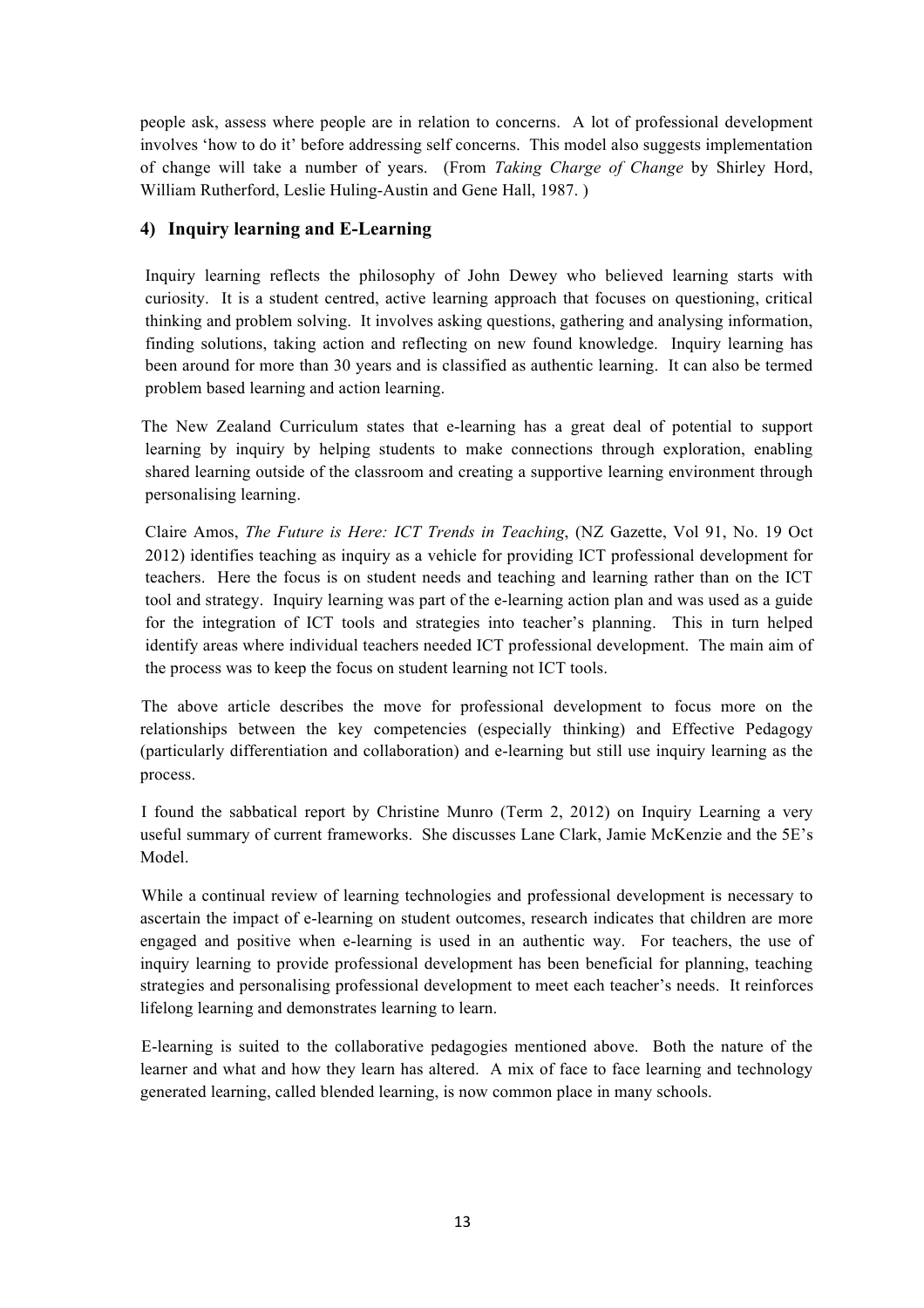people ask, assess where people are in relation to concerns. A lot of professional development involves 'how to do it' before addressing self concerns. This model also suggests implementation of change will take a number of years. (From *Taking Charge of Change* by Shirley Hord, William Rutherford, Leslie Huling-Austin and Gene Hall, 1987. )

## 4) Inquiry learning and E-Learning

Inquiry learning reflects the philosophy of John Dewey who believed learning starts with curiosity. It is a student centred, active learning approach that focuses on questioning, critical thinking and problem solving. It involves asking questions, gathering and analysing information, finding solutions, taking action and reflecting on new found knowledge. Inquiry learning has been around for more than 30 years and is classified as authentic learning. It can also be termed problem based learning and action learning.

The New Zealand Curriculum states that e-learning has a great deal of potential to support learning by inquiry by helping students to make connections through exploration, enabling shared learning outside of the classroom and creating a supportive learning environment through personalising learning.

Claire Amos, *The Future is Here: ICT Trends in Teaching*, (NZ Gazette, Vol 91, No. 19 Oct 2012) identifies teaching as inquiry as a vehicle for providing ICT professional development for teachers. Here the focus is on student needs and teaching and learning rather than on the ICT tool and strategy. Inquiry learning was part of the e-learning action plan and was used as a guide for the integration of ICT tools and strategies into teacher's planning. This in turn helped identify areas where individual teachers needed ICT professional development. The main aim of the process was to keep the focus on student learning not ICT tools.

The above article describes the move for professional development to focus more on the relationships between the key competencies (especially thinking) and Effective Pedagogy (particularly differentiation and collaboration) and e-learning but still use inquiry learning as the process.

I found the sabbatical report by Christine Munro (Term 2, 2012) on Inquiry Learning a very useful summary of current frameworks. She discusses Lane Clark, Jamie McKenzie and the 5E's Model.

While a continual review of learning technologies and professional development is necessary to ascertain the impact of e-learning on student outcomes, research indicates that children are more engaged and positive when e-learning is used in an authentic way. For teachers, the use of inquiry learning to provide professional development has been beneficial for planning, teaching strategies and personalising professional development to meet each teacher's needs. It reinforces lifelong learning and demonstrates learning to learn.

E-learning is suited to the collaborative pedagogies mentioned above. Both the nature of the learner and what and how they learn has altered. A mix of face to face learning and technology generated learning, called blended learning, is now common place in many schools.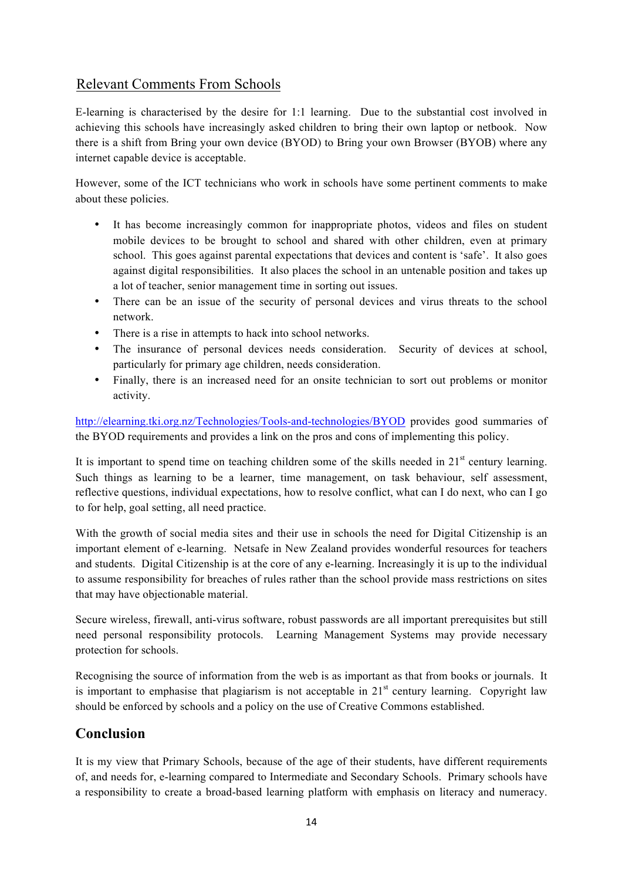## Relevant Comments From Schools

E-learning is characterised by the desire for 1:1 learning. Due to the substantial cost involved in achieving this schools have increasingly asked children to bring their own laptop or netbook. Now there is a shift from Bring your own device (BYOD) to Bring your own Browser (BYOB) where any internet capable device is acceptable.

However, some of the ICT technicians who work in schools have some pertinent comments to make about these policies.

- It has become increasingly common for inappropriate photos, videos and files on student mobile devices to be brought to school and shared with other children, even at primary school. This goes against parental expectations that devices and content is 'safe'. It also goes against digital responsibilities. It also places the school in an untenable position and takes up a lot of teacher, senior management time in sorting out issues.
- There can be an issue of the security of personal devices and virus threats to the school network.
- There is a rise in attempts to hack into school networks.
- The insurance of personal devices needs consideration. Security of devices at school, particularly for primary age children, needs consideration.
- Finally, there is an increased need for an onsite technician to sort out problems or monitor activity.

http://elearning.tki.org.nz/Technologies/Tools-and-technologies/BYOD provides good summaries of the BYOD requirements and provides a link on the pros and cons of implementing this policy.

It is important to spend time on teaching children some of the skills needed in 21st century learning. Such things as learning to be a learner, time management, on task behaviour, self assessment, reflective questions, individual expectations, how to resolve conflict, what can I do next, who can I go to for help, goal setting, all need practice.

With the growth of social media sites and their use in schools the need for Digital Citizenship is an important element of e-learning. Netsafe in New Zealand provides wonderful resources for teachers and students. Digital Citizenship is at the core of any e-learning. Increasingly it is up to the individual to assume responsibility for breaches of rules rather than the school provide mass restrictions on sites that may have objectionable material.

Secure wireless, firewall, anti-virus software, robust passwords are all important prerequisites but still need personal responsibility protocols. Learning Management Systems may provide necessary protection for schools.

Recognising the source of information from the web is as important as that from books or journals. It is important to emphasise that plagiarism is not acceptable in 21st century learning. Copyright law should be enforced by schools and a policy on the use of Creative Commons established.

## Conclusion

It is my view that Primary Schools, because of the age of their students, have different requirements of, and needs for, e-learning compared to Intermediate and Secondary Schools. Primary schools have a responsibility to create a broad-based learning platform with emphasis on literacy and numeracy.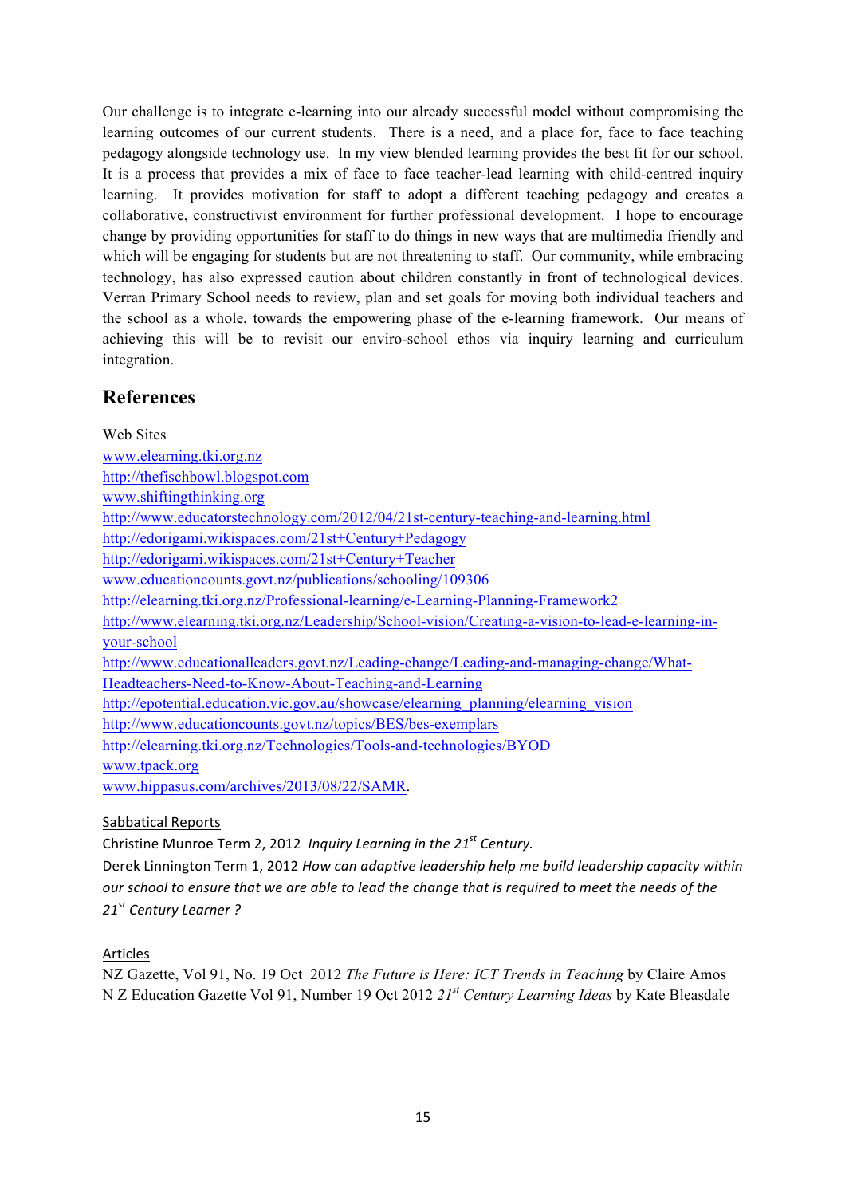Our challenge is to integrate e-learning into our already successful model without compromising the learning outcomes of our current students. There is a need, and a place for, face to face teaching pedagogy alongside technology use. In my view blended learning provides the best fit for our school. It is a process that provides a mix of face to face teacher-lead learning with child-centred inquiry learning. It provides motivation for staff to adopt a different teaching pedagogy and creates a collaborative, constructivist environment for further professional development. I hope to encourage change by providing opportunities for staff to do things in new ways that are multimedia friendly and which will be engaging for students but are not threatening to staff. Our community, while embracing technology, has also expressed caution about children constantly in front of technological devices. Verran Primary School needs to review, plan and set goals for moving both individual teachers and the school as a whole, towards the empowering phase of the e-learning framework. Our means of achieving this will be to revisit our enviro-school ethos via inquiry learning and curriculum integration.

## References

Web Sites

www.elearning.tki.org.nz
http://thefischbowl.blogspot.com
www.shiftingthinking.org
http://www.educatorstechnology.com/2012/04/21st-century-teaching-and-learning.html
http://edorigami.wikispaces.com/21st+Century+Pedagogy
http://edorigami.wikispaces.com/21st+Century+Teacher
www.educationcounts.govt.nz/publications/schooling/109306
http://elearning.tki.org.nz/Professional-learning/e-Learning-Planning-Framework2
http://www.elearning.tki.org.nz/Leadership/School-vision/Creating-a-vision-to-lead-e-learning-in-your-school
http://www.educationalleaders.govt.nz/Leading-change/Leading-and-managing-change/What-Headteachers-Need-to-Know-About-Teaching-and-Learning
http://epotential.education.vic.gov.au/showcase/elearning_planning/elearning_vision
http://www.educationcounts.govt.nz/topics/BES/bes-exemplars
http://elearning.tki.org.nz/Technologies/Tools-and-technologies/BYOD
www.tpack.org
www.hippasus.com/archives/2013/08/22/SAMR.

Sabbatical Reports

Christine Munroe Term 2, 2012 *Inquiry Learning in the 21st Century.*
Derek Linnington Term 1, 2012 *How can adaptive leadership help me build leadership capacity within our school to ensure that we are able to lead the change that is required to meet the needs of the 21st Century Learner ?*

Articles

NZ Gazette, Vol 91, No. 19 Oct 2012 *The Future is Here: ICT Trends in Teaching* by Claire Amos
N Z Education Gazette Vol 91, Number 19 Oct 2012 *21st Century Learning Ideas* by Kate Bleasdale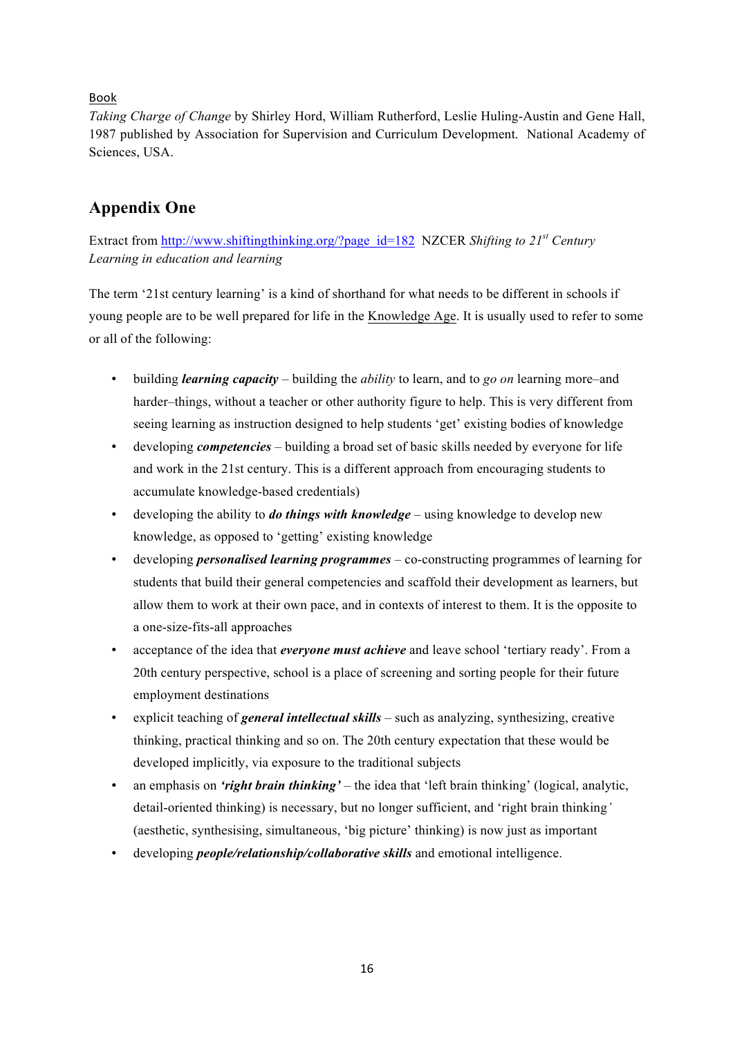Book

*Taking Charge of Change* by Shirley Hord, William Rutherford, Leslie Huling-Austin and Gene Hall, 1987 published by Association for Supervision and Curriculum Development. National Academy of Sciences, USA.

## Appendix One

Extract from http://www.shiftingthinking.org/?page_id=182 NZCER *Shifting to 21st Century Learning in education and learning*

The term '21st century learning' is a kind of shorthand for what needs to be different in schools if young people are to be well prepared for life in the Knowledge Age. It is usually used to refer to some or all of the following:

- building ***learning capacity*** – building the *ability* to learn, and to *go on* learning more–and harder–things, without a teacher or other authority figure to help. This is very different from seeing learning as instruction designed to help students 'get' existing bodies of knowledge
- developing ***competencies*** – building a broad set of basic skills needed by everyone for life and work in the 21st century. This is a different approach from encouraging students to accumulate knowledge-based credentials)
- developing the ability to ***do things with knowledge*** – using knowledge to develop new knowledge, as opposed to 'getting' existing knowledge
- developing ***personalised learning programmes*** – co-constructing programmes of learning for students that build their general competencies and scaffold their development as learners, but allow them to work at their own pace, and in contexts of interest to them. It is the opposite to a one-size-fits-all approaches
- acceptance of the idea that ***everyone must achieve*** and leave school 'tertiary ready'. From a 20th century perspective, school is a place of screening and sorting people for their future employment destinations
- explicit teaching of ***general intellectual skills*** – such as analyzing, synthesizing, creative thinking, practical thinking and so on. The 20th century expectation that these would be developed implicitly, via exposure to the traditional subjects
- an emphasis on ***'right brain thinking'*** – the idea that 'left brain thinking' (logical, analytic, detail-oriented thinking) is necessary, but no longer sufficient, and 'right brain thinking' (aesthetic, synthesising, simultaneous, 'big picture' thinking) is now just as important
- developing ***people/relationship/collaborative skills*** and emotional intelligence.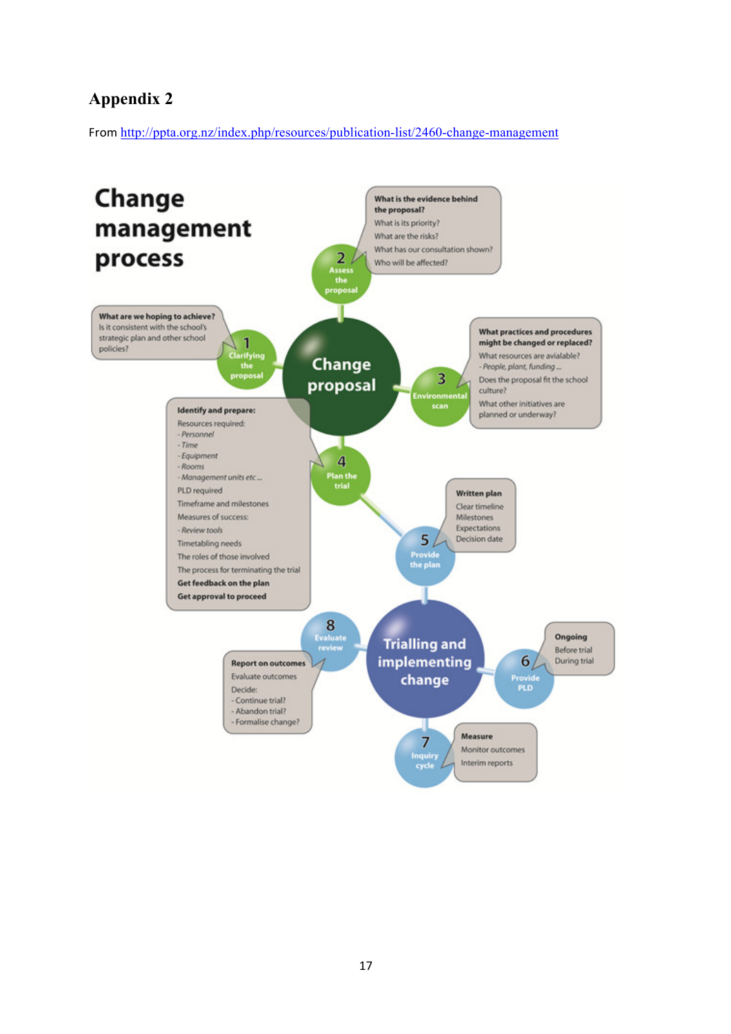# Appendix 2

From http://ppta.org.nz/index.php/resources/publication-list/2460-change-management

Change management process

Change proposal

1 Clarifying the proposal

What are we hoping to achieve?
Is it consistent with the school's strategic plan and other school policies?

2 Assess the proposal

What is the evidence behind the proposal?
What is its priority?
What are the risks?
What has our consultation shown?
Who will be affected?

3 Environmental scan

What practices and procedures might be changed or replaced?
What resources are avialable?
- People, plant, funding ...
Does the proposal fit the school culture?
What other initiatives are planned or underway?

4 Plan the trial

Identify and prepare:
Resources required:
- *Personnel*
- *Time*
- *Equipment*
- *Rooms*
- *Management units etc ...*
PLD required
Timeframe and milestones
Measures of success:
- *Review tools*
Timetabling needs
The roles of those involved
The process for terminating the trial
**Get feedback on the plan**
**Get approval to proceed**

5 Provide the plan

Written plan
Clear timeline
Milestones
Expectations
Decision date

Trialling and implementing change

6 Provide PLD

Ongoing
Before trial
During trial

7 Inquiry cycle

Measure
Monitor outcomes
Interim reports

8 Evaluate review

Report on outcomes
Evaluate outcomes
Decide:
- Continue trial?
- Abandon trial?
- Formalise change?